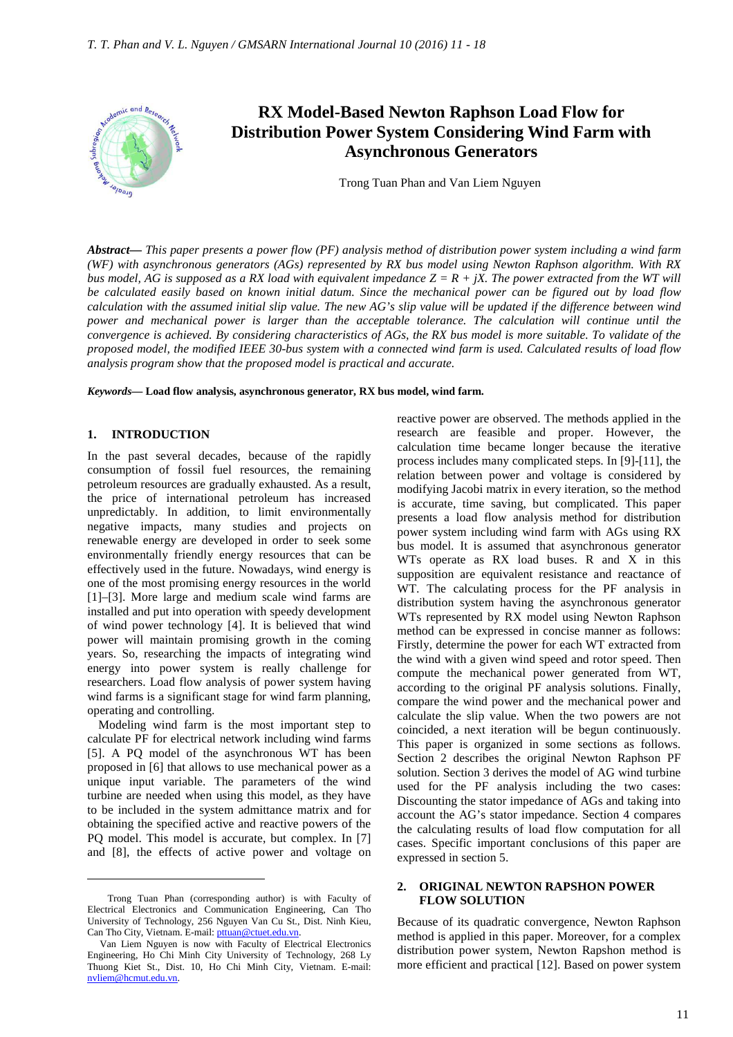# RX Model-Based Newton Raphson Load Flow for Distribution Power System Considering Wind Farm with Asynchronous Generators

Trong Tuan Phan and Van Liem Nguyen

***Abstract***— *This paper presents a power flow (PF) analysis method of distribution power system including a wind farm (WF) with asynchronous generators (AGs) represented by RX bus model using Newton Raphson algorithm. With RX bus model, AG is supposed as a RX load with equivalent impedance Z = R + jX. The power extracted from the WT will be calculated easily based on known initial datum. Since the mechanical power can be figured out by load flow calculation with the assumed initial slip value. The new AG's slip value will be updated if the difference between wind power and mechanical power is larger than the acceptable tolerance. The calculation will continue until the convergence is achieved. By considering characteristics of AGs, the RX bus model is more suitable. To validate of the proposed model, the modified IEEE 30-bus system with a connected wind farm is used. Calculated results of load flow analysis program show that the proposed model is practical and accurate.*

***Keywords***— **Load flow analysis, asynchronous generator, RX bus model, wind farm.**

## 1. INTRODUCTION

In the past several decades, because of the rapidly consumption of fossil fuel resources, the remaining petroleum resources are gradually exhausted. As a result, the price of international petroleum has increased unpredictably. In addition, to limit environmentally negative impacts, many studies and projects on renewable energy are developed in order to seek some environmentally friendly energy resources that can be effectively used in the future. Nowadays, wind energy is one of the most promising energy resources in the world [1]–[3]. More large and medium scale wind farms are installed and put into operation with speedy development of wind power technology [4]. It is believed that wind power will maintain promising growth in the coming years. So, researching the impacts of integrating wind energy into power system is really challenge for researchers. Load flow analysis of power system having wind farms is a significant stage for wind farm planning, operating and controlling.

Modeling wind farm is the most important step to calculate PF for electrical network including wind farms [5]. A PQ model of the asynchronous WT has been proposed in [6] that allows to use mechanical power as a unique input variable. The parameters of the wind turbine are needed when using this model, as they have to be included in the system admittance matrix and for obtaining the specified active and reactive powers of the PQ model. This model is accurate, but complex. In [7] and [8], the effects of active power and voltage on reactive power are observed. The methods applied in the research are feasible and proper. However, the calculation time became longer because the iterative process includes many complicated steps. In [9]-[11], the relation between power and voltage is considered by modifying Jacobi matrix in every iteration, so the method is accurate, time saving, but complicated. This paper presents a load flow analysis method for distribution power system including wind farm with AGs using RX bus model. It is assumed that asynchronous generator WTs operate as RX load buses. R and X in this supposition are equivalent resistance and reactance of WT. The calculating process for the PF analysis in distribution system having the asynchronous generator WTs represented by RX model using Newton Raphson method can be expressed in concise manner as follows: Firstly, determine the power for each WT extracted from the wind with a given wind speed and rotor speed. Then compute the mechanical power generated from WT, according to the original PF analysis solutions. Finally, compare the wind power and the mechanical power and calculate the slip value. When the two powers are not coincided, a next iteration will be begun continuously. This paper is organized in some sections as follows. Section 2 describes the original Newton Raphson PF solution. Section 3 derives the model of AG wind turbine used for the PF analysis including the two cases: Discounting the stator impedance of AGs and taking into account the AG's stator impedance. Section 4 compares the calculating results of load flow computation for all cases. Specific important conclusions of this paper are expressed in section 5.

## 2. ORIGINAL NEWTON RAPSHON POWER FLOW SOLUTION

Because of its quadratic convergence, Newton Raphson method is applied in this paper. Moreover, for a complex distribution power system, Newton Rapshon method is more efficient and practical [12]. Based on power system

---

Trong Tuan Phan (corresponding author) is with Faculty of Electrical Electronics and Communication Engineering, Can Tho University of Technology, 256 Nguyen Van Cu St., Dist. Ninh Kieu, Can Tho City, Vietnam. E-mail: pttuan@ctuet.edu.vn.

Van Liem Nguyen is now with Faculty of Electrical Electronics Engineering, Ho Chi Minh City University of Technology, 268 Ly Thuong Kiet St., Dist. 10, Ho Chi Minh City, Vietnam. E-mail: nvliem@hcmut.edu.vn.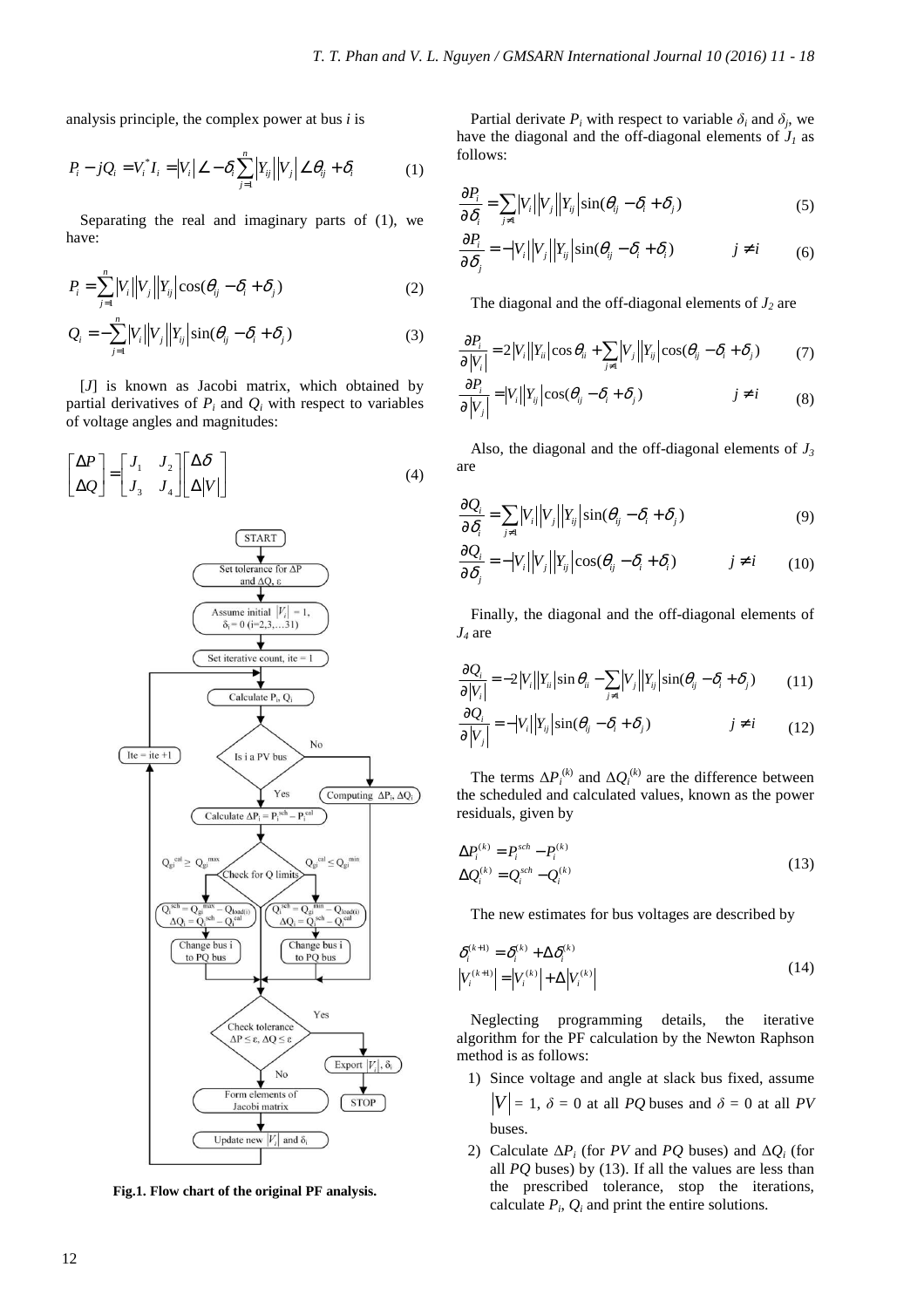analysis principle, the complex power at bus $i$ is

$$P_i - jQ_i = V_i^* I_i = |V_i| \angle -\delta_i \sum_{j=1}^{n} |Y_{ij}||V_j| \angle \theta_{ij} + \delta_i \quad (1)$$

Separating the real and imaginary parts of (1), we have:

$$P_i = \sum_{j=1}^{n} |V_i||V_j||Y_{ij}| \cos(\theta_{ij} - \delta_i + \delta_j) \quad (2)$$

$$Q_i = -\sum_{j=1}^{n} |V_i||V_j||Y_{ij}| \sin(\theta_{ij} - \delta_i + \delta_j) \quad (3)$$

[$J$] is known as Jacobi matrix, which obtained by partial derivatives of $P_i$ and $Q_i$ with respect to variables of voltage angles and magnitudes:

$$\begin{bmatrix} \Delta P \\ \Delta Q \end{bmatrix} = \begin{bmatrix} J_1 & J_2 \\ J_3 & J_4 \end{bmatrix} \begin{bmatrix} \Delta \delta \\ \Delta |V| \end{bmatrix} \quad (4)$$

**Fig.1. Flow chart of the original PF analysis.**

Partial derivate $P_i$ with respect to variable $\delta_i$ and $\delta_j$, we have the diagonal and the off-diagonal elements of $J_1$ as follows:

$$\frac{\partial P_i}{\partial \delta_i} = \sum_{j \neq 1} |V_i||V_j||Y_{ij}| \sin(\theta_{ij} - \delta_i + \delta_j) \quad (5)$$

$$\frac{\partial P_i}{\partial \delta_j} = -|V_i||V_j||Y_{ij}| \sin(\theta_{ij} - \delta_i + \delta_i) \qquad j \neq i \quad (6)$$

The diagonal and the off-diagonal elements of $J_2$ are

$$\frac{\partial P_i}{\partial |V_i|} = 2|V_i||Y_{ii}| \cos \theta_{ii} + \sum_{j \neq 1} |V_j||Y_{ij}| \cos(\theta_{ij} - \delta_i + \delta_j) \quad (7)$$

$$\frac{\partial P_i}{\partial |V_j|} = |V_i||Y_{ij}| \cos(\theta_{ij} - \delta_i + \delta_j) \qquad j \neq i \quad (8)$$

Also, the diagonal and the off-diagonal elements of $J_3$ are

$$\frac{\partial Q_i}{\partial \delta_i} = \sum_{j \neq 1} |V_i||V_j||Y_{ij}| \sin(\theta_{ij} - \delta_i + \delta_j) \quad (9)$$

$$\frac{\partial Q_i}{\partial \delta_j} = -|V_i||V_j||Y_{ij}| \cos(\theta_{ij} - \delta_i + \delta_i) \qquad j \neq i \quad (10)$$

Finally, the diagonal and the off-diagonal elements of $J_4$ are

$$\frac{\partial Q_i}{\partial |V_i|} = -2|V_i||Y_{ii}| \sin \theta_{ii} - \sum_{j \neq 1} |V_j||Y_{ij}| \sin(\theta_{ij} - \delta_i + \delta_j) \quad (11)$$

$$\frac{\partial Q_i}{\partial |V_j|} = -|V_i||Y_{ij}| \sin(\theta_{ij} - \delta_i + \delta_j) \qquad j \neq i \quad (12)$$

The terms $\Delta P_i^{(k)}$ and $\Delta Q_i^{(k)}$ are the difference between the scheduled and calculated values, known as the power residuals, given by

$$\begin{aligned} \Delta P_i^{(k)} &= P_i^{sch} - P_i^{(k)} \\ \Delta Q_i^{(k)} &= Q_i^{sch} - Q_i^{(k)} \end{aligned} \quad (13)$$

The new estimates for bus voltages are described by

$$\begin{aligned} \delta_i^{(k+1)} &= \delta_i^{(k)} + \Delta \delta_i^{(k)} \\ \left|V_i^{(k+1)}\right| &= \left|V_i^{(k)}\right| + \Delta \left|V_i^{(k)}\right| \end{aligned} \quad (14)$$

Neglecting programming details, the iterative algorithm for the PF calculation by the Newton Raphson method is as follows:

1) Since voltage and angle at slack bus fixed, assume $|V| = 1$, $\delta = 0$ at all $PQ$ buses and $\delta = 0$ at all $PV$ buses.
2) Calculate $\Delta P_i$ (for $PV$ and $PQ$ buses) and $\Delta Q_i$ (for all $PQ$ buses) by (13). If all the values are less than the prescribed tolerance, stop the iterations, calculate $P_i$, $Q_i$ and print the entire solutions.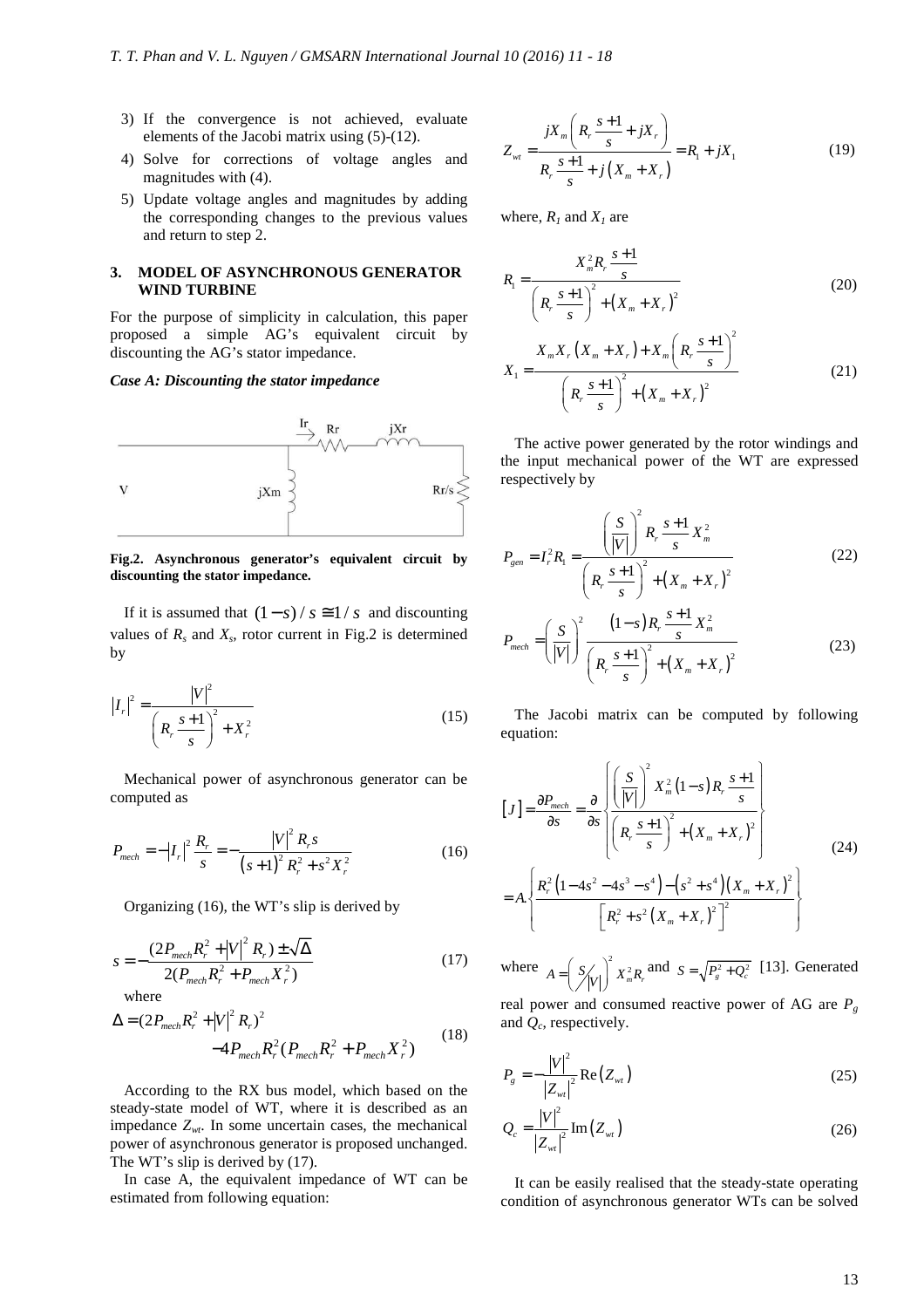3) If the convergence is not achieved, evaluate elements of the Jacobi matrix using (5)-(12).
4) Solve for corrections of voltage angles and magnitudes with (4).
5) Update voltage angles and magnitudes by adding the corresponding changes to the previous values and return to step 2.

## 3. MODEL OF ASYNCHRONOUS GENERATOR WIND TURBINE

For the purpose of simplicity in calculation, this paper proposed a simple AG's equivalent circuit by discounting the AG's stator impedance.

***Case A: Discounting the stator impedance***

**Fig.2. Asynchronous generator's equivalent circuit by discounting the stator impedance.**

If it is assumed that $(1-s)/s \cong 1/s$ and discounting values of $R_s$ and $X_s$, rotor current in Fig.2 is determined by

$$|I_r|^2 = \frac{|V|^2}{\left(R_r \frac{s+1}{s}\right)^2 + X_r^2} \tag{15}$$

Mechanical power of asynchronous generator can be computed as

$$P_{mech} = -|I_r|^2 \frac{R_r}{s} = -\frac{|V|^2 R_r s}{(s+1)^2 R_r^2 + s^2 X_r^2} \tag{16}$$

Organizing (16), the WT's slip is derived by

$$s = -\frac{(2P_{mech}R_r^2 + |V|^2 R_r) \pm \sqrt{\Delta}}{2(P_{mech}R_r^2 + P_{mech}X_r^2)} \tag{17}$$

where

$$\Delta = (2P_{mech}R_r^2 + |V|^2 R_r)^2 - 4P_{mech}R_r^2(P_{mech}R_r^2 + P_{mech}X_r^2) \tag{18}$$

According to the RX bus model, which based on the steady-state model of WT, where it is described as an impedance $Z_{wt}$. In some uncertain cases, the mechanical power of asynchronous generator is proposed unchanged. The WT's slip is derived by (17).

In case A, the equivalent impedance of WT can be estimated from following equation:

$$Z_{wt} = \frac{jX_m\left(R_r \frac{s+1}{s} + jX_r\right)}{R_r \frac{s+1}{s} + j(X_m + X_r)} = R_1 + jX_1 \tag{19}$$

where, $R_1$ and $X_1$ are

$$R_1 = \frac{X_m^2 R_r \frac{s+1}{s}}{\left(R_r \frac{s+1}{s}\right)^2 + (X_m + X_r)^2} \tag{20}$$

$$X_1 = \frac{X_m X_r (X_m + X_r) + X_m \left(R_r \frac{s+1}{s}\right)^2}{\left(R_r \frac{s+1}{s}\right)^2 + (X_m + X_r)^2} \tag{21}$$

The active power generated by the rotor windings and the input mechanical power of the WT are expressed respectively by

$$P_{gen} = I_r^2 R_1 = \frac{\left(\frac{S}{|V|}\right)^2 R_r \frac{s+1}{s} X_m^2}{\left(R_r \frac{s+1}{s}\right)^2 + (X_m + X_r)^2} \tag{22}$$

$$P_{mech} = \left(\frac{S}{|V|}\right)^2 \frac{(1-s) R_r \frac{s+1}{s} X_m^2}{\left(R_r \frac{s+1}{s}\right)^2 + (X_m + X_r)^2} \tag{23}$$

The Jacobi matrix can be computed by following equation:

$$[J] = \frac{\partial P_{mech}}{\partial s} = \frac{\partial}{\partial s}\left\{\frac{\left(\frac{S}{|V|}\right)^2 X_m^2 (1-s) R_r \frac{s+1}{s}}{\left(R_r \frac{s+1}{s}\right)^2 + (X_m + X_r)^2}\right\}$$
$$= A.\left\{\frac{R_r^2(1 - 4s^2 - 4s^3 - s^4) - (s^2 + s^4)(X_m + X_r)^2}{\left[R_r^2 + s^2 (X_m + X_r)^2\right]^2}\right\} \tag{24}$$

where $A = \left(\frac{S}{|V|}\right)^2 X_m^2 R_r$ and $S = \sqrt{P_g^2 + Q_c^2}$ [13]. Generated real power and consumed reactive power of AG are $P_g$ and $Q_c$, respectively.

$$P_g = -\frac{|V|^2}{|Z_{wt}|^2}\mathrm{Re}(Z_{wt}) \tag{25}$$

$$Q_c = \frac{|V|^2}{|Z_{wt}|^2}\mathrm{Im}(Z_{wt}) \tag{26}$$

It can be easily realised that the steady-state operating condition of asynchronous generator WTs can be solved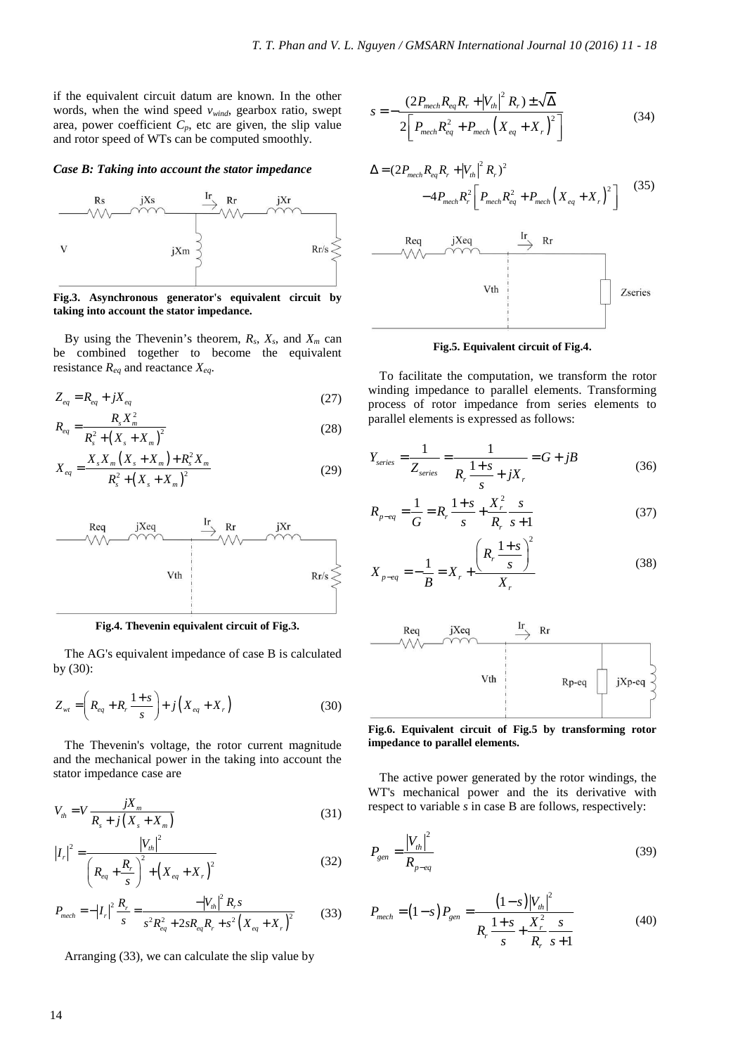if the equivalent circuit datum are known. In the other words, when the wind speed $v_{wind}$, gearbox ratio, swept area, power coefficient $C_p$, etc are given, the slip value and rotor speed of WTs can be computed smoothly.

***Case B: Taking into account the stator impedance***

**Fig.3. Asynchronous generator's equivalent circuit by taking into account the stator impedance.**

By using the Thevenin's theorem, $R_s$, $X_s$, and $X_m$ can be combined together to become the equivalent resistance $R_{eq}$ and reactance $X_{eq}$.

$$Z_{eq} = R_{eq} + jX_{eq} \tag{27}$$

$$R_{eq} = \frac{R_s X_m^2}{R_s^2 + \left(X_s + X_m\right)^2} \tag{28}$$

$$X_{eq} = \frac{X_s X_m \left(X_s + X_m\right) + R_s^2 X_m}{R_s^2 + \left(X_s + X_m\right)^2} \tag{29}$$

**Fig.4. Thevenin equivalent circuit of Fig.3.**

The AG's equivalent impedance of case B is calculated by (30):

$$Z_{wt} = \left(R_{eq} + R_r \frac{1+s}{s}\right) + j\left(X_{eq} + X_r\right) \tag{30}$$

The Thevenin's voltage, the rotor current magnitude and the mechanical power in the taking into account the stator impedance case are

$$V_{th} = V \frac{jX_m}{R_s + j\left(X_s + X_m\right)} \tag{31}$$

$$\left|I_r\right|^2 = \frac{\left|V_{th}\right|^2}{\left(R_{eq} + \dfrac{R_r}{s}\right)^2 + \left(X_{eq} + X_r\right)^2} \tag{32}$$

$$P_{mech} = -\left|I_r\right|^2 \frac{R_r}{s} = \frac{-\left|V_{th}\right|^2 R_r s}{s^2 R_{eq}^2 + 2sR_{eq}R_r + s^2\left(X_{eq} + X_r\right)^2} \tag{33}$$

Arranging (33), we can calculate the slip value by

$$s = -\frac{(2P_{mech}R_{eq}R_r + \left|V_{th}\right|^2 R_r) \pm \sqrt{\Delta}}{2\left[P_{mech}R_{eq}^2 + P_{mech}\left(X_{eq} + X_r\right)^2\right]} \tag{34}$$

$$\Delta = (2P_{mech}R_{eq}R_r + \left|V_{th}\right|^2 R_r)^2 - 4P_{mech}R_r^2\left[P_{mech}R_{eq}^2 + P_{mech}\left(X_{eq} + X_r\right)^2\right] \tag{35}$$

**Fig.5. Equivalent circuit of Fig.4.**

To facilitate the computation, we transform the rotor winding impedance to parallel elements. Transforming process of rotor impedance from series elements to parallel elements is expressed as follows:

$$Y_{series} = \frac{1}{Z_{series}} = \frac{1}{R_r \dfrac{1+s}{s} + jX_r} = G + jB \tag{36}$$

$$R_{p-eq} = \frac{1}{G} = R_r \frac{1+s}{s} + \frac{X_r^2}{R_r}\frac{s}{s+1} \tag{37}$$

$$X_{p-eq} = -\frac{1}{B} = X_r + \frac{\left(R_r \dfrac{1+s}{s}\right)^2}{X_r} \tag{38}$$

**Fig.6. Equivalent circuit of Fig.5 by transforming rotor impedance to parallel elements.**

The active power generated by the rotor windings, the WT's mechanical power and the its derivative with respect to variable $s$ in case B are follows, respectively:

$$P_{gen} = \frac{\left|V_{th}\right|^2}{R_{p-eq}} \tag{39}$$

$$P_{mech} = \left(1-s\right)P_{gen} = \frac{\left(1-s\right)\left|V_{th}\right|^2}{R_r \dfrac{1+s}{s} + \dfrac{X_r^2}{R_r}\dfrac{s}{s+1}} \tag{40}$$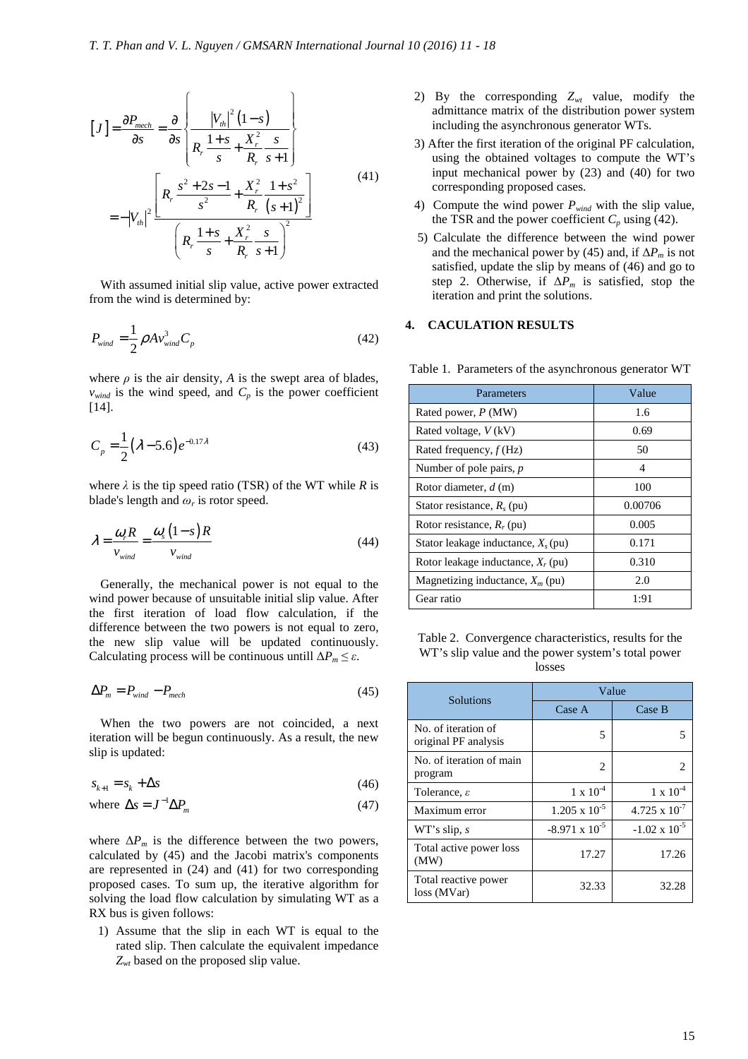$$[J] = \frac{\partial P_{mech}}{\partial s} = \frac{\partial}{\partial s}\left\{ \frac{|V_{th}|^2 (1-s)}{R_r \frac{1+s}{s} + \frac{X_r^2}{R_r}\frac{s}{s+1}} \right\}$$

$$= -|V_{th}|^2 \frac{\left[ R_r \frac{s^2+2s-1}{s^2} + \frac{X_r^2}{R_r}\frac{1+s^2}{(s+1)^2} \right]}{\left( R_r \frac{1+s}{s} + \frac{X_r^2}{R_r}\frac{s}{s+1} \right)^2} \quad (41)$$

With assumed initial slip value, active power extracted from the wind is determined by:

$$P_{wind} = \frac{1}{2}\rho A v_{wind}^3 C_p \quad (42)$$

where $\rho$ is the air density, $A$ is the swept area of blades, $v_{wind}$ is the wind speed, and $C_p$ is the power coefficient [14].

$$C_p = \frac{1}{2}(\lambda - 5.6)e^{-0.17\lambda} \quad (43)$$

where $\lambda$ is the tip speed ratio (TSR) of the WT while $R$ is blade's length and $\omega_r$ is rotor speed.

$$\lambda = \frac{\omega_r R}{v_{wind}} = \frac{\omega_s (1-s) R}{v_{wind}} \quad (44)$$

Generally, the mechanical power is not equal to the wind power because of unsuitable initial slip value. After the first iteration of load flow calculation, if the difference between the two powers is not equal to zero, the new slip value will be updated continuously. Calculating process will be continuous untill $\Delta P_m \leq \varepsilon$.

$$\Delta P_m = P_{wind} - P_{mech} \quad (45)$$

When the two powers are not coincided, a next iteration will be begun continuously. As a result, the new slip is updated:

$$s_{k+1} = s_k + \Delta s \quad (46)$$

$$\text{where } \Delta s = J^{-1}\Delta P_m \quad (47)$$

where $\Delta P_m$ is the difference between the two powers, calculated by (45) and the Jacobi matrix's components are represented in (24) and (41) for two corresponding proposed cases. To sum up, the iterative algorithm for solving the load flow calculation by simulating WT as a RX bus is given follows:

1) Assume that the slip in each WT is equal to the rated slip. Then calculate the equivalent impedance $Z_{wt}$ based on the proposed slip value.
2) By the corresponding $Z_{wt}$ value, modify the admittance matrix of the distribution power system including the asynchronous generator WTs.
3) After the first iteration of the original PF calculation, using the obtained voltages to compute the WT's input mechanical power by (23) and (40) for two corresponding proposed cases.
4) Compute the wind power $P_{wind}$ with the slip value, the TSR and the power coefficient $C_p$ using (42).
5) Calculate the difference between the wind power and the mechanical power by (45) and, if $\Delta P_m$ is not satisfied, update the slip by means of (46) and go to step 2. Otherwise, if $\Delta P_m$ is satisfied, stop the iteration and print the solutions.

## 4. CACULATION RESULTS

Table 1. Parameters of the asynchronous generator WT

| Parameters | Value |
|---|---|
| Rated power, $P$ (MW) | 1.6 |
| Rated voltage, $V$ (kV) | 0.69 |
| Rated frequency, $f$ (Hz) | 50 |
| Number of pole pairs, $p$ | 4 |
| Rotor diameter, $d$ (m) | 100 |
| Stator resistance, $R_s$ (pu) | 0.00706 |
| Rotor resistance, $R_r$ (pu) | 0.005 |
| Stator leakage inductance, $X_s$ (pu) | 0.171 |
| Rotor leakage inductance, $X_r$ (pu) | 0.310 |
| Magnetizing inductance, $X_m$ (pu) | 2.0 |
| Gear ratio | 1:91 |

Table 2. Convergence characteristics, results for the WT's slip value and the power system's total power losses

| Solutions | Value | |
|---|---|---|
| | Case A | Case B |
| No. of iteration of original PF analysis | 5 | 5 |
| No. of iteration of main program | 2 | 2 |
| Tolerance, $\varepsilon$ | $1 \times 10^{-4}$ | $1 \times 10^{-4}$ |
| Maximum error | $1.205 \times 10^{-5}$ | $4.725 \times 10^{-7}$ |
| WT's slip, $s$ | $-8.971 \times 10^{-5}$ | $-1.02 \times 10^{-5}$ |
| Total active power loss (MW) | 17.27 | 17.26 |
| Total reactive power loss (MVar) | 32.33 | 32.28 |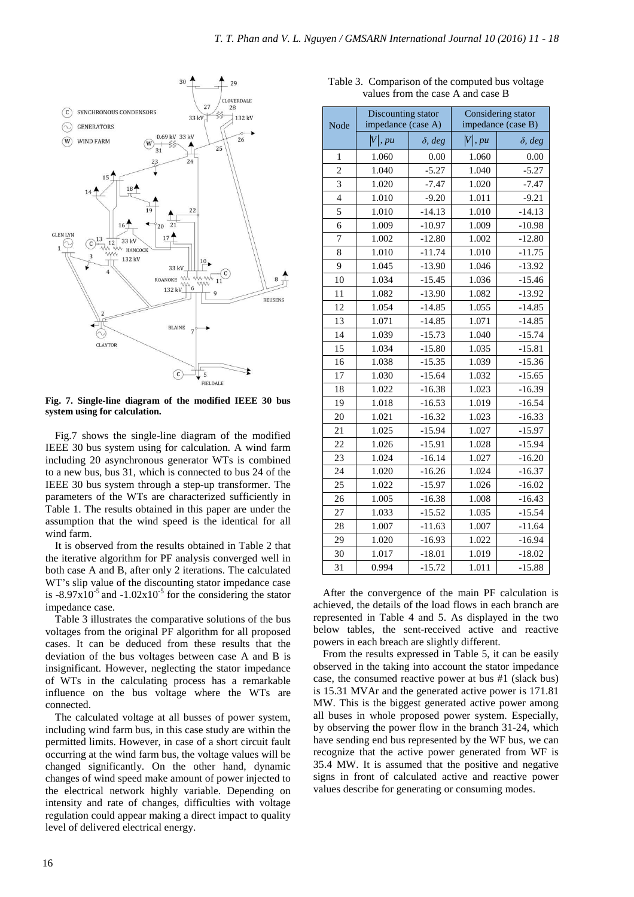Fig. 7. Single-line diagram of the modified IEEE 30 bus system using for calculation.

Fig.7 shows the single-line diagram of the modified IEEE 30 bus system using for calculation. A wind farm including 20 asynchronous generator WTs is combined to a new bus, bus 31, which is connected to bus 24 of the IEEE 30 bus system through a step-up transformer. The parameters of the WTs are characterized sufficiently in Table 1. The results obtained in this paper are under the assumption that the wind speed is the identical for all wind farm.

It is observed from the results obtained in Table 2 that the iterative algorithm for PF analysis converged well in both case A and B, after only 2 iterations. The calculated WT's slip value of the discounting stator impedance case is $-8.97x10^{-5}$ and $-1.02x10^{-5}$ for the considering the stator impedance case.

Table 3 illustrates the comparative solutions of the bus voltages from the original PF algorithm for all proposed cases. It can be deduced from these results that the deviation of the bus voltages between case A and B is insignificant. However, neglecting the stator impedance of WTs in the calculating process has a remarkable influence on the bus voltage where the WTs are connected.

The calculated voltage at all busses of power system, including wind farm bus, in this case study are within the permitted limits. However, in case of a short circuit fault occurring at the wind farm bus, the voltage values will be changed significantly. On the other hand, dynamic changes of wind speed make amount of power injected to the electrical network highly variable. Depending on intensity and rate of changes, difficulties with voltage regulation could appear making a direct impact to quality level of delivered electrical energy.

Table 3. Comparison of the computed bus voltage values from the case A and case B

| Node | Discounting stator impedance (case A) | | Considering stator impedance (case B) | |
|---|---|---|---|---|
| | $\|V\|$, *pu* | $\delta$, *deg* | $\|V\|$, *pu* | $\delta$, *deg* |
| 1 | 1.060 | 0.00 | 1.060 | 0.00 |
| 2 | 1.040 | -5.27 | 1.040 | -5.27 |
| 3 | 1.020 | -7.47 | 1.020 | -7.47 |
| 4 | 1.010 | -9.20 | 1.011 | -9.21 |
| 5 | 1.010 | -14.13 | 1.010 | -14.13 |
| 6 | 1.009 | -10.97 | 1.009 | -10.98 |
| 7 | 1.002 | -12.80 | 1.002 | -12.80 |
| 8 | 1.010 | -11.74 | 1.010 | -11.75 |
| 9 | 1.045 | -13.90 | 1.046 | -13.92 |
| 10 | 1.034 | -15.45 | 1.036 | -15.46 |
| 11 | 1.082 | -13.90 | 1.082 | -13.92 |
| 12 | 1.054 | -14.85 | 1.055 | -14.85 |
| 13 | 1.071 | -14.85 | 1.071 | -14.85 |
| 14 | 1.039 | -15.73 | 1.040 | -15.74 |
| 15 | 1.034 | -15.80 | 1.035 | -15.81 |
| 16 | 1.038 | -15.35 | 1.039 | -15.36 |
| 17 | 1.030 | -15.64 | 1.032 | -15.65 |
| 18 | 1.022 | -16.38 | 1.023 | -16.39 |
| 19 | 1.018 | -16.53 | 1.019 | -16.54 |
| 20 | 1.021 | -16.32 | 1.023 | -16.33 |
| 21 | 1.025 | -15.94 | 1.027 | -15.97 |
| 22 | 1.026 | -15.91 | 1.028 | -15.94 |
| 23 | 1.024 | -16.14 | 1.027 | -16.20 |
| 24 | 1.020 | -16.26 | 1.024 | -16.37 |
| 25 | 1.022 | -15.97 | 1.026 | -16.02 |
| 26 | 1.005 | -16.38 | 1.008 | -16.43 |
| 27 | 1.033 | -15.52 | 1.035 | -15.54 |
| 28 | 1.007 | -11.63 | 1.007 | -11.64 |
| 29 | 1.020 | -16.93 | 1.022 | -16.94 |
| 30 | 1.017 | -18.01 | 1.019 | -18.02 |
| 31 | 0.994 | -15.72 | 1.011 | -15.88 |

After the convergence of the main PF calculation is achieved, the details of the load flows in each branch are represented in Table 4 and 5. As displayed in the two below tables, the sent-received active and reactive powers in each breach are slightly different.

From the results expressed in Table 5, it can be easily observed in the taking into account the stator impedance case, the consumed reactive power at bus #1 (slack bus) is 15.31 MVAr and the generated active power is 171.81 MW. This is the biggest generated active power among all buses in whole proposed power system. Especially, by observing the power flow in the branch 31-24, which have sending end bus represented by the WF bus, we can recognize that the active power generated from WF is 35.4 MW. It is assumed that the positive and negative signs in front of calculated active and reactive power values describe for generating or consuming modes.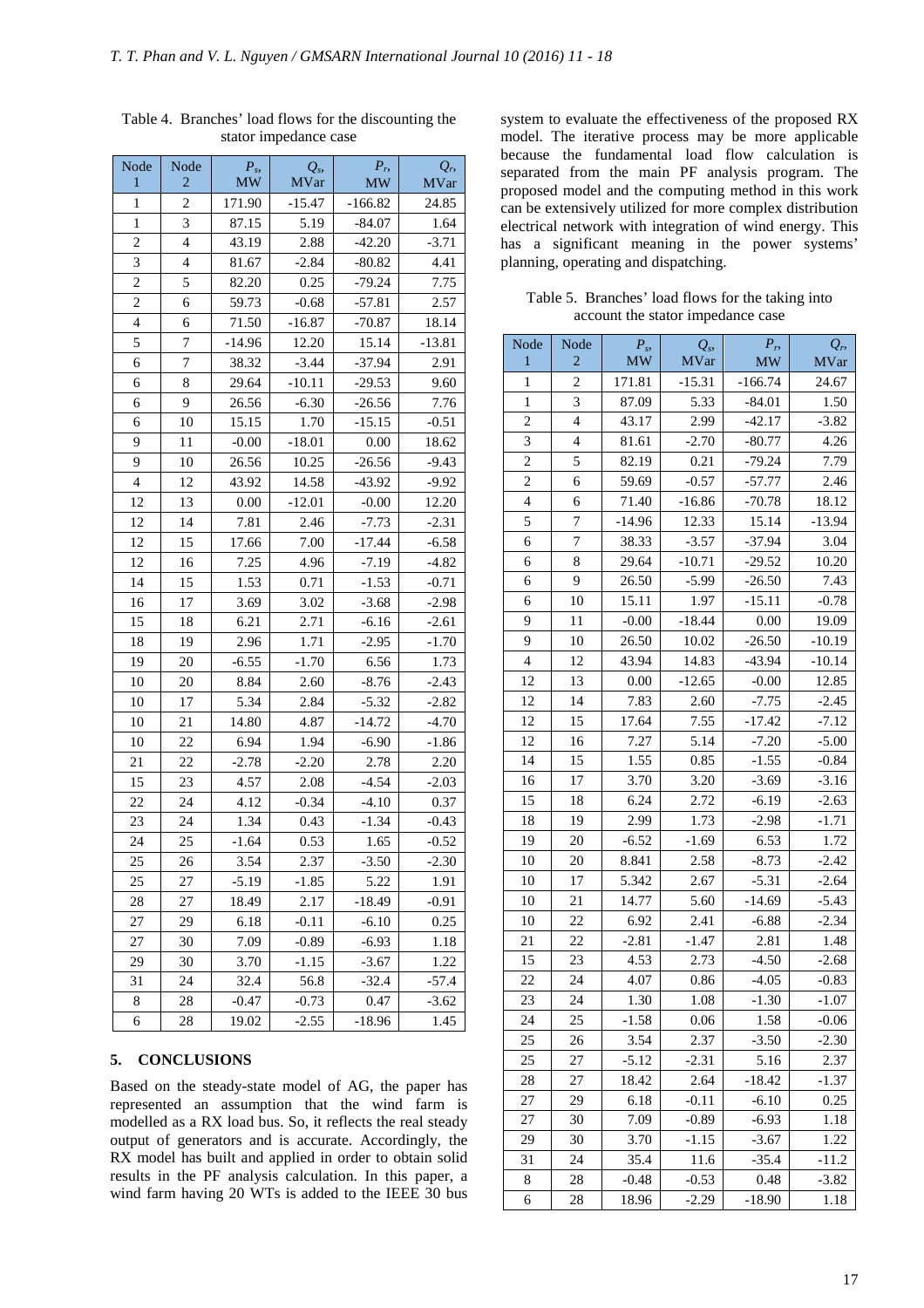Table 4. Branches' load flows for the discounting the stator impedance case

| Node 1 | Node 2 | $P_s$, MW | $Q_s$, MVar | $P_r$, MW | $Q_r$, MVar |
|---|---|---|---|---|---|
| 1 | 2 | 171.90 | -15.47 | -166.82 | 24.85 |
| 1 | 3 | 87.15 | 5.19 | -84.07 | 1.64 |
| 2 | 4 | 43.19 | 2.88 | -42.20 | -3.71 |
| 3 | 4 | 81.67 | -2.84 | -80.82 | 4.41 |
| 2 | 5 | 82.20 | 0.25 | -79.24 | 7.75 |
| 2 | 6 | 59.73 | -0.68 | -57.81 | 2.57 |
| 4 | 6 | 71.50 | -16.87 | -70.87 | 18.14 |
| 5 | 7 | -14.96 | 12.20 | 15.14 | -13.81 |
| 6 | 7 | 38.32 | -3.44 | -37.94 | 2.91 |
| 6 | 8 | 29.64 | -10.11 | -29.53 | 9.60 |
| 6 | 9 | 26.56 | -6.30 | -26.56 | 7.76 |
| 6 | 10 | 15.15 | 1.70 | -15.15 | -0.51 |
| 9 | 11 | -0.00 | -18.01 | 0.00 | 18.62 |
| 9 | 10 | 26.56 | 10.25 | -26.56 | -9.43 |
| 4 | 12 | 43.92 | 14.58 | -43.92 | -9.92 |
| 12 | 13 | 0.00 | -12.01 | -0.00 | 12.20 |
| 12 | 14 | 7.81 | 2.46 | -7.73 | -2.31 |
| 12 | 15 | 17.66 | 7.00 | -17.44 | -6.58 |
| 12 | 16 | 7.25 | 4.96 | -7.19 | -4.82 |
| 14 | 15 | 1.53 | 0.71 | -1.53 | -0.71 |
| 16 | 17 | 3.69 | 3.02 | -3.68 | -2.98 |
| 15 | 18 | 6.21 | 2.71 | -6.16 | -2.61 |
| 18 | 19 | 2.96 | 1.71 | -2.95 | -1.70 |
| 19 | 20 | -6.55 | -1.70 | 6.56 | 1.73 |
| 10 | 20 | 8.84 | 2.60 | -8.76 | -2.43 |
| 10 | 17 | 5.34 | 2.84 | -5.32 | -2.82 |
| 10 | 21 | 14.80 | 4.87 | -14.72 | -4.70 |
| 10 | 22 | 6.94 | 1.94 | -6.90 | -1.86 |
| 21 | 22 | -2.78 | -2.20 | 2.78 | 2.20 |
| 15 | 23 | 4.57 | 2.08 | -4.54 | -2.03 |
| 22 | 24 | 4.12 | -0.34 | -4.10 | 0.37 |
| 23 | 24 | 1.34 | 0.43 | -1.34 | -0.43 |
| 24 | 25 | -1.64 | 0.53 | 1.65 | -0.52 |
| 25 | 26 | 3.54 | 2.37 | -3.50 | -2.30 |
| 25 | 27 | -5.19 | -1.85 | 5.22 | 1.91 |
| 28 | 27 | 18.49 | 2.17 | -18.49 | -0.91 |
| 27 | 29 | 6.18 | -0.11 | -6.10 | 0.25 |
| 27 | 30 | 7.09 | -0.89 | -6.93 | 1.18 |
| 29 | 30 | 3.70 | -1.15 | -3.67 | 1.22 |
| 31 | 24 | 32.4 | 56.8 | -32.4 | -57.4 |
| 8 | 28 | -0.47 | -0.73 | 0.47 | -3.62 |
| 6 | 28 | 19.02 | -2.55 | -18.96 | 1.45 |

## 5. CONCLUSIONS

Based on the steady-state model of AG, the paper has represented an assumption that the wind farm is modelled as a RX load bus. So, it reflects the real steady output of generators and is accurate. Accordingly, the RX model has built and applied in order to obtain solid results in the PF analysis calculation. In this paper, a wind farm having 20 WTs is added to the IEEE 30 bus system to evaluate the effectiveness of the proposed RX model. The iterative process may be more applicable because the fundamental load flow calculation is separated from the main PF analysis program. The proposed model and the computing method in this work can be extensively utilized for more complex distribution electrical network with integration of wind energy. This has a significant meaning in the power systems' planning, operating and dispatching.

Table 5. Branches' load flows for the taking into account the stator impedance case

| Node 1 | Node 2 | $P_s$, MW | $Q_s$, MVar | $P_r$, MW | $Q_r$, MVar |
|---|---|---|---|---|---|
| 1 | 2 | 171.81 | -15.31 | -166.74 | 24.67 |
| 1 | 3 | 87.09 | 5.33 | -84.01 | 1.50 |
| 2 | 4 | 43.17 | 2.99 | -42.17 | -3.82 |
| 3 | 4 | 81.61 | -2.70 | -80.77 | 4.26 |
| 2 | 5 | 82.19 | 0.21 | -79.24 | 7.79 |
| 2 | 6 | 59.69 | -0.57 | -57.77 | 2.46 |
| 4 | 6 | 71.40 | -16.86 | -70.78 | 18.12 |
| 5 | 7 | -14.96 | 12.33 | 15.14 | -13.94 |
| 6 | 7 | 38.33 | -3.57 | -37.94 | 3.04 |
| 6 | 8 | 29.64 | -10.71 | -29.52 | 10.20 |
| 6 | 9 | 26.50 | -5.99 | -26.50 | 7.43 |
| 6 | 10 | 15.11 | 1.97 | -15.11 | -0.78 |
| 9 | 11 | -0.00 | -18.44 | 0.00 | 19.09 |
| 9 | 10 | 26.50 | 10.02 | -26.50 | -10.19 |
| 4 | 12 | 43.94 | 14.83 | -43.94 | -10.14 |
| 12 | 13 | 0.00 | -12.65 | -0.00 | 12.85 |
| 12 | 14 | 7.83 | 2.60 | -7.75 | -2.45 |
| 12 | 15 | 17.64 | 7.55 | -17.42 | -7.12 |
| 12 | 16 | 7.27 | 5.14 | -7.20 | -5.00 |
| 14 | 15 | 1.55 | 0.85 | -1.55 | -0.84 |
| 16 | 17 | 3.70 | 3.20 | -3.69 | -3.16 |
| 15 | 18 | 6.24 | 2.72 | -6.19 | -2.63 |
| 18 | 19 | 2.99 | 1.73 | -2.98 | -1.71 |
| 19 | 20 | -6.52 | -1.69 | 6.53 | 1.72 |
| 10 | 20 | 8.841 | 2.58 | -8.73 | -2.42 |
| 10 | 17 | 5.342 | 2.67 | -5.31 | -2.64 |
| 10 | 21 | 14.77 | 5.60 | -14.69 | -5.43 |
| 10 | 22 | 6.92 | 2.41 | -6.88 | -2.34 |
| 21 | 22 | -2.81 | -1.47 | 2.81 | 1.48 |
| 15 | 23 | 4.53 | 2.73 | -4.50 | -2.68 |
| 22 | 24 | 4.07 | 0.86 | -4.05 | -0.83 |
| 23 | 24 | 1.30 | 1.08 | -1.30 | -1.07 |
| 24 | 25 | -1.58 | 0.06 | 1.58 | -0.06 |
| 25 | 26 | 3.54 | 2.37 | -3.50 | -2.30 |
| 25 | 27 | -5.12 | -2.31 | 5.16 | 2.37 |
| 28 | 27 | 18.42 | 2.64 | -18.42 | -1.37 |
| 27 | 29 | 6.18 | -0.11 | -6.10 | 0.25 |
| 27 | 30 | 7.09 | -0.89 | -6.93 | 1.18 |
| 29 | 30 | 3.70 | -1.15 | -3.67 | 1.22 |
| 31 | 24 | 35.4 | 11.6 | -35.4 | -11.2 |
| 8 | 28 | -0.48 | -0.53 | 0.48 | -3.82 |
| 6 | 28 | 18.96 | -2.29 | -18.90 | 1.18 |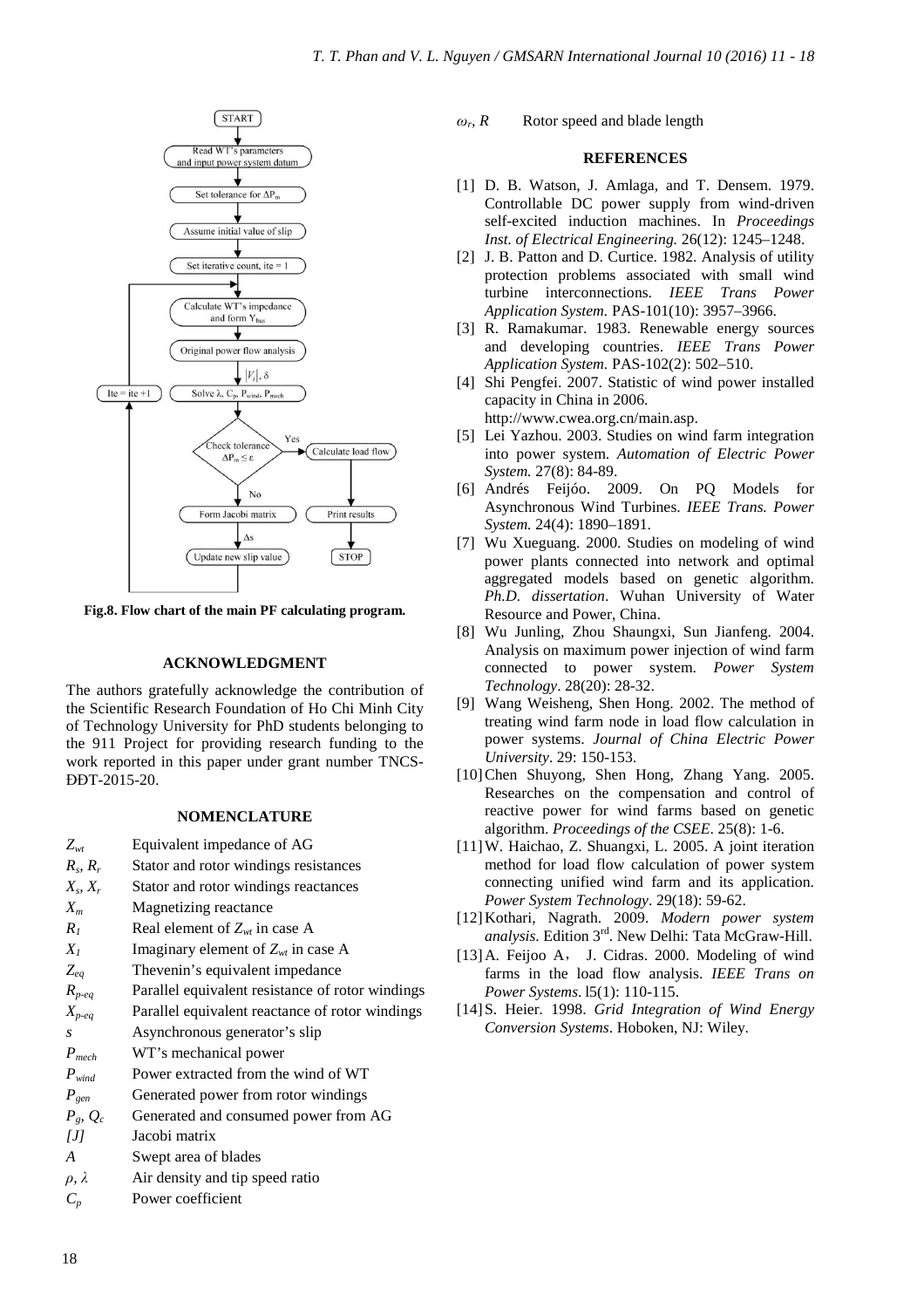START

Read WT's parameters and input power system datum

Set tolerance for $\Delta P_m$

Assume initial value of slip

Set iterative count, ite = 1

Calculate WT's impedance and form $Y_{bus}$

Original power flow analysis

$|V_i|, \delta$

Solve $\lambda$, $C_p$, $P_{wind}$, $P_{mech}$

Ite = ite +1

Check tolerance $\Delta P_m \le \varepsilon$

Yes

Calculate load flow

No

Form Jacobi matrix

Print results

$\Delta s$

Update new slip value

STOP

**Fig.8. Flow chart of the main PF calculating program.**

## ACKNOWLEDGMENT

The authors gratefully acknowledge the contribution of the Scientific Research Foundation of Ho Chi Minh City of Technology University for PhD students belonging to the 911 Project for providing research funding to the work reported in this paper under grant number TNCS-ĐĐT-2015-20.

## NOMENCLATURE

| | |
|---|---|
| $Z_{wt}$ | Equivalent impedance of AG |
| $R_s$, $R_r$ | Stator and rotor windings resistances |
| $X_s$, $X_r$ | Stator and rotor windings reactances |
| $X_m$ | Magnetizing reactance |
| $R_1$ | Real element of $Z_{wt}$ in case A |
| $X_1$ | Imaginary element of $Z_{wt}$ in case A |
| $Z_{eq}$ | Thevenin's equivalent impedance |
| $R_{p\text{-}eq}$ | Parallel equivalent resistance of rotor windings |
| $X_{p\text{-}eq}$ | Parallel equivalent reactance of rotor windings |
| $s$ | Asynchronous generator's slip |
| $P_{mech}$ | WT's mechanical power |
| $P_{wind}$ | Power extracted from the wind of WT |
| $P_{gen}$ | Generated power from rotor windings |
| $P_g$, $Q_c$ | Generated and consumed power from AG |
| $[J]$ | Jacobi matrix |
| $A$ | Swept area of blades |
| $\rho$, $\lambda$ | Air density and tip speed ratio |
| $C_p$ | Power coefficient |
| $\omega_r$, $R$ | Rotor speed and blade length |

## REFERENCES

[1] D. B. Watson, J. Amlaga, and T. Densem. 1979. Controllable DC power supply from wind-driven self-excited induction machines. In *Proceedings Inst. of Electrical Engineering.* 26(12): 1245–1248.

[2] J. B. Patton and D. Curtice. 1982. Analysis of utility protection problems associated with small wind turbine interconnections. *IEEE Trans Power Application System*. PAS-101(10): 3957–3966.

[3] R. Ramakumar. 1983. Renewable energy sources and developing countries. *IEEE Trans Power Application System*. PAS-102(2): 502–510.

[4] Shi Pengfei. 2007. Statistic of wind power installed capacity in China in 2006. http://www.cwea.org.cn/main.asp.

[5] Lei Yazhou. 2003. Studies on wind farm integration into power system. *Automation of Electric Power System.* 27(8): 84-89.

[6] Andrés Feijóo. 2009. On PQ Models for Asynchronous Wind Turbines. *IEEE Trans. Power System.* 24(4): 1890–1891.

[7] Wu Xueguang. 2000. Studies on modeling of wind power plants connected into network and optimal aggregated models based on genetic algorithm. *Ph.D. dissertation*. Wuhan University of Water Resource and Power, China.

[8] Wu Junling, Zhou Shaungxi, Sun Jianfeng. 2004. Analysis on maximum power injection of wind farm connected to power system. *Power System Technology*. 28(20): 28-32.

[9] Wang Weisheng, Shen Hong. 2002. The method of treating wind farm node in load flow calculation in power systems. *Journal of China Electric Power University*. 29: 150-153.

[10] Chen Shuyong, Shen Hong, Zhang Yang. 2005. Researches on the compensation and control of reactive power for wind farms based on genetic algorithm. *Proceedings of the CSEE*. 25(8): 1-6.

[11] W. Haichao, Z. Shuangxi, L. 2005. A joint iteration method for load flow calculation of power system connecting unified wind farm and its application. *Power System Technology*. 29(18): 59-62.

[12] Kothari, Nagrath. 2009. *Modern power system analysis*. Edition 3rd. New Delhi: Tata McGraw-Hill.

[13] A. Feijoo A， J. Cidras. 2000. Modeling of wind farms in the load flow analysis. *IEEE Trans on Power Systems*. l5(1): 110-115.

[14] S. Heier. 1998. *Grid Integration of Wind Energy Conversion Systems*. Hoboken, NJ: Wiley.